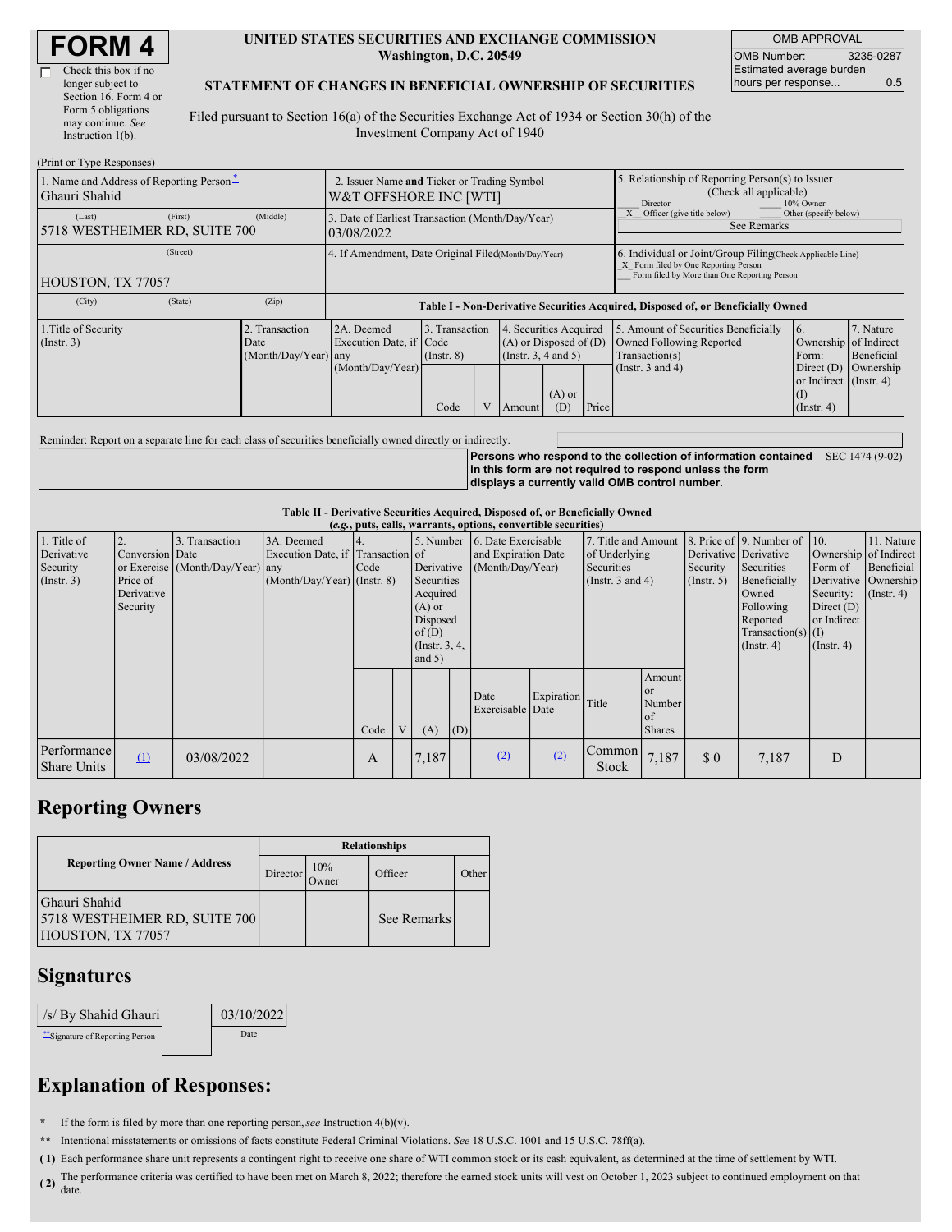# FORM 4

☐ Check this box if no longer subject to Section 16. Form 4 or Form 5 obligations may continue. *See* Instruction 1(b).

**UNITED STATES SECURITIES AND EXCHANGE COMMISSION**
**Washington, D.C. 20549**

**STATEMENT OF CHANGES IN BENEFICIAL OWNERSHIP OF SECURITIES**

Filed pursuant to Section 16(a) of the Securities Exchange Act of 1934 or Section 30(h) of the Investment Company Act of 1940

| OMB APPROVAL | |
|---|---|
| OMB Number: | 3235-0287 |
| Estimated average burden hours per response... | 0.5 |

(Print or Type Responses)

| 1. Name and Address of Reporting Person* | 2. Issuer Name and Ticker or Trading Symbol | 5. Relationship of Reporting Person(s) to Issuer (Check all applicable) |
|---|---|---|
| Ghauri Shahid | W&T OFFSHORE INC [WTI] | ___ Director ___ 10% Owner _X_ Officer (give title below) ___ Other (specify below) See Remarks |
| (Last) (First) (Middle) 5718 WESTHEIMER RD, SUITE 700 | 3. Date of Earliest Transaction (Month/Day/Year) 03/08/2022 | |
| (Street) HOUSTON, TX 77057 | 4. If Amendment, Date Original Filed(Month/Day/Year) | 6. Individual or Joint/Group Filing(Check Applicable Line) _X_ Form filed by One Reporting Person ___ Form filed by More than One Reporting Person |
| (City) (State) (Zip) | | |

**Table I - Non-Derivative Securities Acquired, Disposed of, or Beneficially Owned**

| 1.Title of Security (Instr. 3) | 2. Transaction Date (Month/Day/Year) | 2A. Deemed Execution Date, if any (Month/Day/Year) | 3. Transaction Code (Instr. 8) | | 4. Securities Acquired (A) or Disposed of (D) (Instr. 3, 4 and 5) | | | 5. Amount of Securities Beneficially Owned Following Reported Transaction(s) (Instr. 3 and 4) | 6. Ownership Form: Direct (D) or Indirect (I) (Instr. 4) | 7. Nature of Indirect Beneficial Ownership (Instr. 4) |
|---|---|---|---|---|---|---|---|---|---|---|
| | | | Code | V | Amount | (A) or (D) | Price | | | |

Reminder: Report on a separate line for each class of securities beneficially owned directly or indirectly.

**Persons who respond to the collection of information contained in this form are not required to respond unless the form displays a currently valid OMB control number.** SEC 1474 (9-02)

**Table II - Derivative Securities Acquired, Disposed of, or Beneficially Owned**
**(*e.g.*, puts, calls, warrants, options, convertible securities)**

| 1. Title of Derivative Security (Instr. 3) | 2. Conversion or Exercise Price of Derivative Security | 3. Transaction Date (Month/Day/Year) | 3A. Deemed Execution Date, if any (Month/Day/Year) | 4. Transaction Code (Instr. 8) | | 5. Number of Derivative Securities Acquired (A) or Disposed of (D) (Instr. 3, 4, and 5) | | 6. Date Exercisable and Expiration Date (Month/Day/Year) | | 7. Title and Amount of Underlying Securities (Instr. 3 and 4) | | 8. Price of Derivative Security (Instr. 5) | 9. Number of Derivative Securities Beneficially Owned Following Reported Transaction(s) (Instr. 4) | 10. Ownership Form of Derivative Security: Direct (D) or Indirect (I) (Instr. 4) | 11. Nature of Indirect Beneficial Ownership (Instr. 4) |
|---|---|---|---|---|---|---|---|---|---|---|---|---|---|---|---|
| | | | | Code | V | (A) | (D) | Date Exercisable | Expiration Date | Title | Amount or Number of Shares | | | | |
| Performance Share Units | (1) | 03/08/2022 | | A | | 7,187 | | (2) | (2) | Common Stock | 7,187 | $ 0 | 7,187 | D | |

## Reporting Owners

| Reporting Owner Name / Address | Relationships | | | |
|---|---|---|---|---|
| | Director | 10% Owner | Officer | Other |
| Ghauri Shahid 5718 WESTHEIMER RD, SUITE 700 HOUSTON, TX 77057 | | | See Remarks | |

## Signatures

| /s/ By Shahid Ghauri | 03/10/2022 |
|---|---|
| **Signature of Reporting Person | Date |

## Explanation of Responses:

\* If the form is filed by more than one reporting person, *see* Instruction 4(b)(v).

\*\* Intentional misstatements or omissions of facts constitute Federal Criminal Violations. *See* 18 U.S.C. 1001 and 15 U.S.C. 78ff(a).

**(1)** Each performance share unit represents a contingent right to receive one share of WTI common stock or its cash equivalent, as determined at the time of settlement by WTI.

**(2)** The performance criteria was certified to have been met on March 8, 2022; therefore the earned stock units will vest on October 1, 2023 subject to continued employment on that date.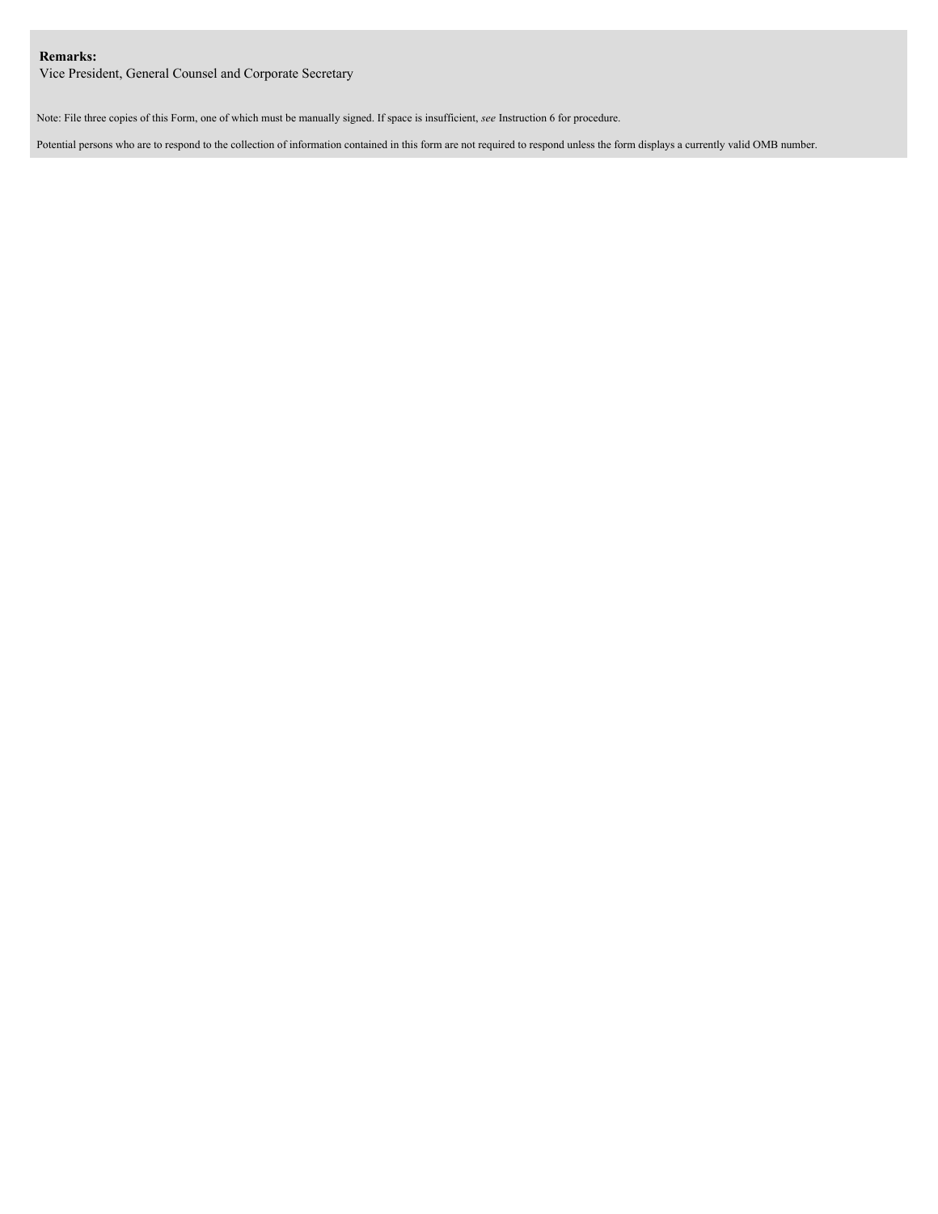**Remarks:**
Vice President, General Counsel and Corporate Secretary

Note: File three copies of this Form, one of which must be manually signed. If space is insufficient, *see* Instruction 6 for procedure.

Potential persons who are to respond to the collection of information contained in this form are not required to respond unless the form displays a currently valid OMB number.